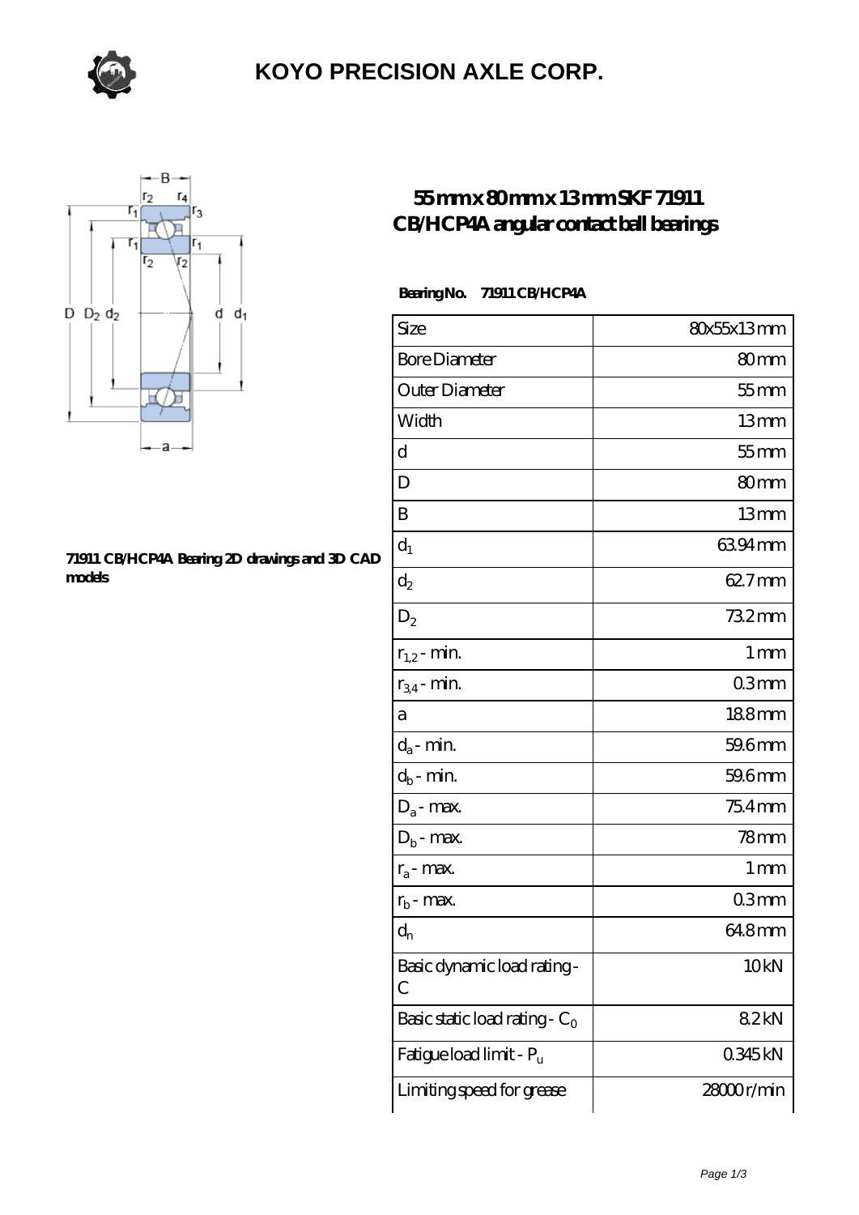# KOYO PRECISION AXLE CORP.

## 55 mm x 80 mm x 13 mm SKF 71911 CB/HCP4A angular contact ball bearings

**Bearing No. 71911 CB/HCP4A**

71911 CB/HCP4A Bearing 2D drawings and 3D CAD models

| Size | 80x55x13 mm |
|---|---|
| Bore Diameter | 80 mm |
| Outer Diameter | 55 mm |
| Width | 13 mm |
| d | 55 mm |
| D | 80 mm |
| B | 13 mm |
| $d_1$ | 63.94 mm |
| $d_2$ | 62.7 mm |
| $D_2$ | 73.2 mm |
| $r_{1,2}$ - min. | 1 mm |
| $r_{3,4}$ - min. | 0.3 mm |
| a | 18.8 mm |
| $d_a$ - min. | 59.6 mm |
| $d_b$ - min. | 59.6 mm |
| $D_a$ - max. | 75.4 mm |
| $D_b$ - max. | 78 mm |
| $r_a$ - max. | 1 mm |
| $r_b$ - max. | 0.3 mm |
| $d_n$ | 64.8 mm |
| Basic dynamic load rating - C | 10 kN |
| Basic static load rating - $C_0$ | 8.2 kN |
| Fatigue load limit - $P_u$ | 0.345 kN |
| Limiting speed for grease | 28000 r/min |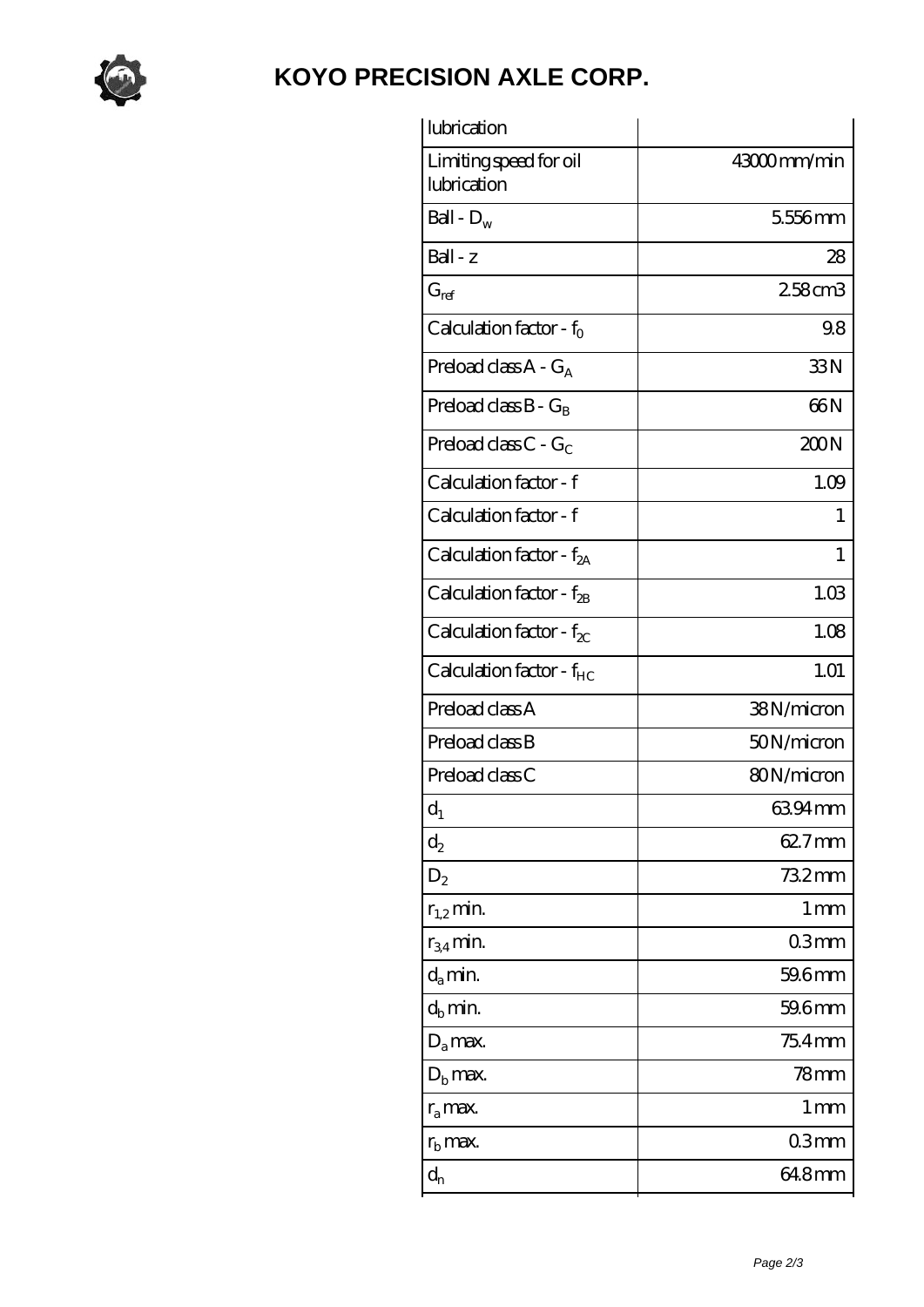# KOYO PRECISION AXLE CORP.

| | |
|---|---|
| lubrication | |
| Limiting speed for oil lubrication | 43000 mm/min |
| Ball - $D_w$ | 5.556 mm |
| Ball - z | 28 |
| $G_{ref}$ | 2.58 cm3 |
| Calculation factor - $f_0$ | 9.8 |
| Preload class A - $G_A$ | 33 N |
| Preload class B - $G_B$ | 66 N |
| Preload class C - $G_C$ | 200 N |
| Calculation factor - f | 1.09 |
| Calculation factor - f | 1 |
| Calculation factor - $f_{2A}$ | 1 |
| Calculation factor - $f_{2B}$ | 1.03 |
| Calculation factor - $f_{2C}$ | 1.08 |
| Calculation factor - $f_{HC}$ | 1.01 |
| Preload class A | 38 N/micron |
| Preload class B | 50 N/micron |
| Preload class C | 80 N/micron |
| $d_1$ | 63.94 mm |
| $d_2$ | 62.7 mm |
| $D_2$ | 73.2 mm |
| $r_{1,2}$ min. | 1 mm |
| $r_{3,4}$ min. | 0.3 mm |
| $d_a$ min. | 59.6 mm |
| $d_b$ min. | 59.6 mm |
| $D_a$ max. | 75.4 mm |
| $D_b$ max. | 78 mm |
| $r_a$ max. | 1 mm |
| $r_b$ max. | 0.3 mm |
| $d_n$ | 64.8 mm |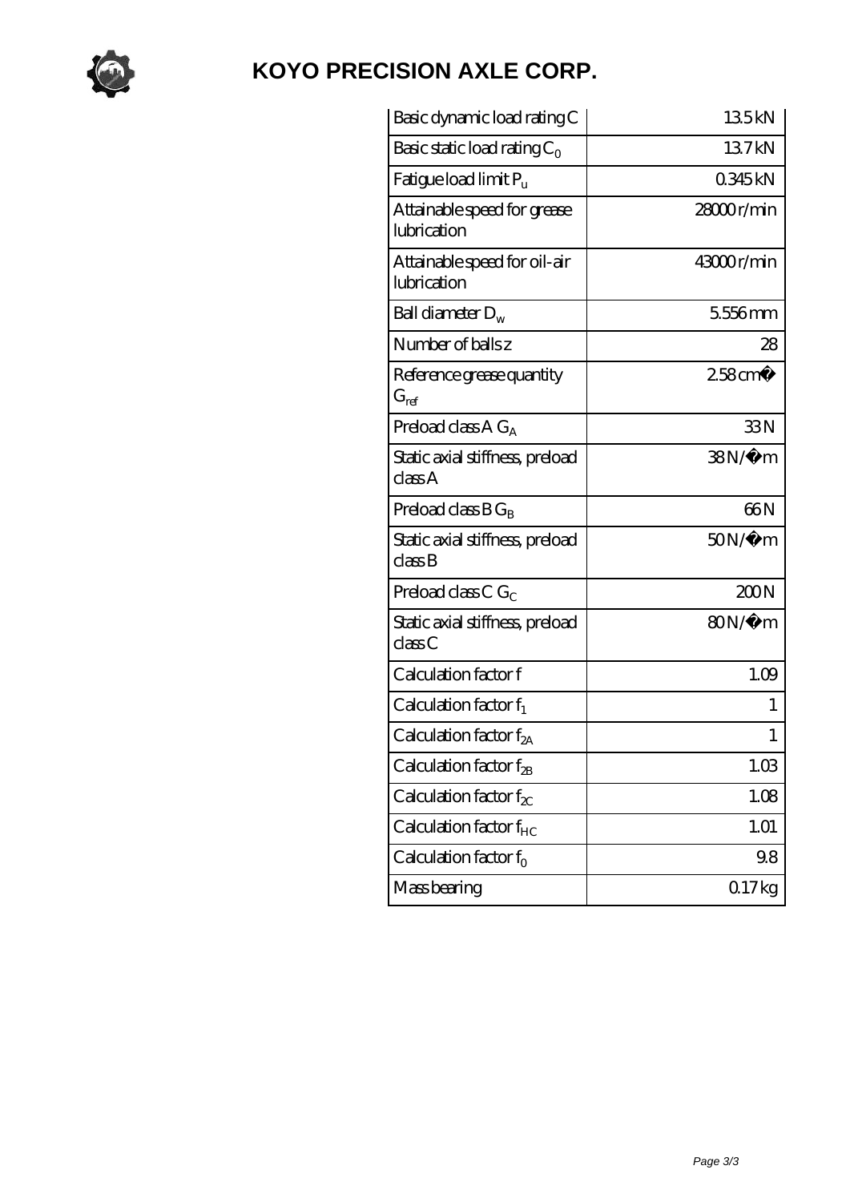# KOYO PRECISION AXLE CORP.

| | |
|---|---|
| Basic dynamic load rating C | 13.5 kN |
| Basic static load rating $C_0$ | 13.7 kN |
| Fatigue load limit $P_u$ | 0.345 kN |
| Attainable speed for grease lubrication | 28000 r/min |
| Attainable speed for oil-air lubrication | 43000 r/min |
| Ball diameter $D_w$ | 5.556 mm |
| Number of balls z | 28 |
| Reference grease quantity $G_{ref}$ | 2.58 cm� |
| Preload class A $G_A$ | 33 N |
| Static axial stiffness, preload class A | 38 N/�m |
| Preload class B $G_B$ | 66 N |
| Static axial stiffness, preload class B | 50 N/�m |
| Preload class C $G_C$ | 200 N |
| Static axial stiffness, preload class C | 80 N/�m |
| Calculation factor f | 1.09 |
| Calculation factor $f_1$ | 1 |
| Calculation factor $f_{2A}$ | 1 |
| Calculation factor $f_{2B}$ | 1.03 |
| Calculation factor $f_{2C}$ | 1.08 |
| Calculation factor $f_{HC}$ | 1.01 |
| Calculation factor $f_0$ | 9.8 |
| Mass bearing | 0.17 kg |